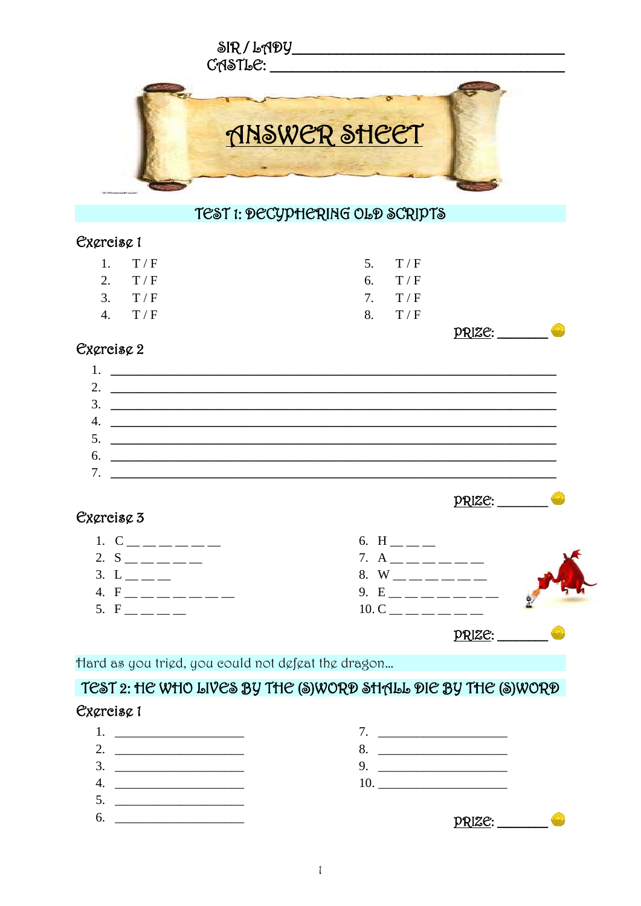SIR / LADY ___________________________________

CASTLE: ___________________________________

# ANSWER SHEET

## TEST 1: DECYPHERING OLD SCRIPTS

### Exercise 1

1. T / F
2. T / F
3. T / F
4. T / F
5. T / F
6. T / F
7. T / F
8. T / F

PRIZE: ________

### Exercise 2

1. ___________________________________________________________________
2. ___________________________________________________________________
3. ___________________________________________________________________
4. ___________________________________________________________________
5. ___________________________________________________________________
6. ___________________________________________________________________
7. ___________________________________________________________________

PRIZE: ________

### Exercise 3

1. C __ __ __ __ __ __ __
2. S __ __ __ __ __ __
3. L __ __ __
4. F __ __ __ __ __ __ __ __
5. F __ __ __ __
6. H __ __ __
7. A __ __ __ __ __ __ __
8. W __ __ __ __ __ __ __
9. E __ __ __ __ __ __ __ __
10. C __ __ __ __ __ __ __

PRIZE: ________

Hard as you tried, you could not defeat the dragon…

## TEST 2: HE WHO LIVES BY THE (S)WORD SHALL DIE BY THE (S)WORD

### Exercise 1

1. ____________________
2. ____________________
3. ____________________
4. ____________________
5. ____________________
6. ____________________
7. ____________________
8. ____________________
9. ____________________
10. ____________________

PRIZE: ________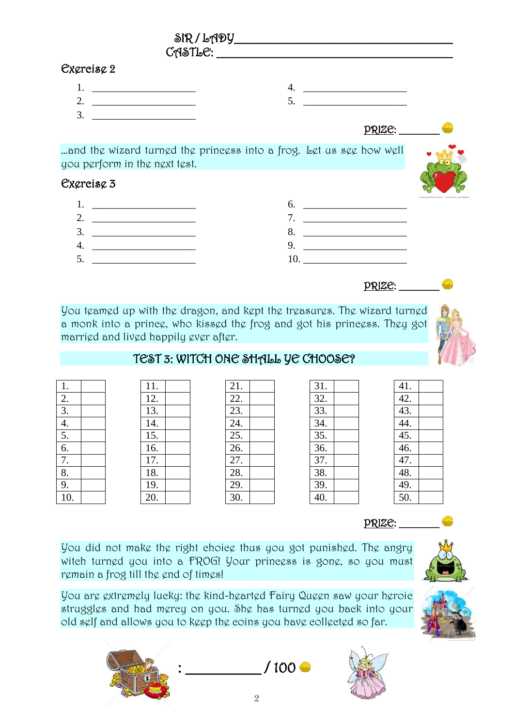SIR / LADY ______________________________

CASTLE: ______________________________

## Exercise 2

1. ____________________
2. ____________________
3. ____________________
4. ____________________
5. ____________________

PRIZE: _______

...and the wizard turned the princess into a frog. Let us see how well you perform in the next test.

## Exercise 3

1. ____________________
2. ____________________
3. ____________________
4. ____________________
5. ____________________
6. ____________________
7. ____________________
8. ____________________
9. ____________________
10. ____________________

PRIZE: _______

You teamed up with the dragon, and kept the treasures. The wizard turned a monk into a prince, who kissed the frog and got his princess. They got married and lived happily ever after.

## TEST 3: WITCH ONE SHALL YE CHOOSE?

| | | | | | | | | | |
|---|---|---|---|---|---|---|---|---|---|
| 1. | | 11. | | 21. | | 31. | | 41. | |
| 2. | | 12. | | 22. | | 32. | | 42. | |
| 3. | | 13. | | 23. | | 33. | | 43. | |
| 4. | | 14. | | 24. | | 34. | | 44. | |
| 5. | | 15. | | 25. | | 35. | | 45. | |
| 6. | | 16. | | 26. | | 36. | | 46. | |
| 7. | | 17. | | 27. | | 37. | | 47. | |
| 8. | | 18. | | 28. | | 38. | | 48. | |
| 9. | | 19. | | 29. | | 39. | | 49. | |
| 10. | | 20. | | 30. | | 40. | | 50. | |

PRIZE: _______

You did not make the right choice thus you got punished. The angry witch turned you into a FROG! Your princess is gone, so you must remain a frog till the end of times!

You are extremely lucky: the kind-hearted Fairy Queen saw your heroic struggles and had mercy on you. She has turned you back into your old self and allows you to keep the coins you have collected so far.

: __________ / 100